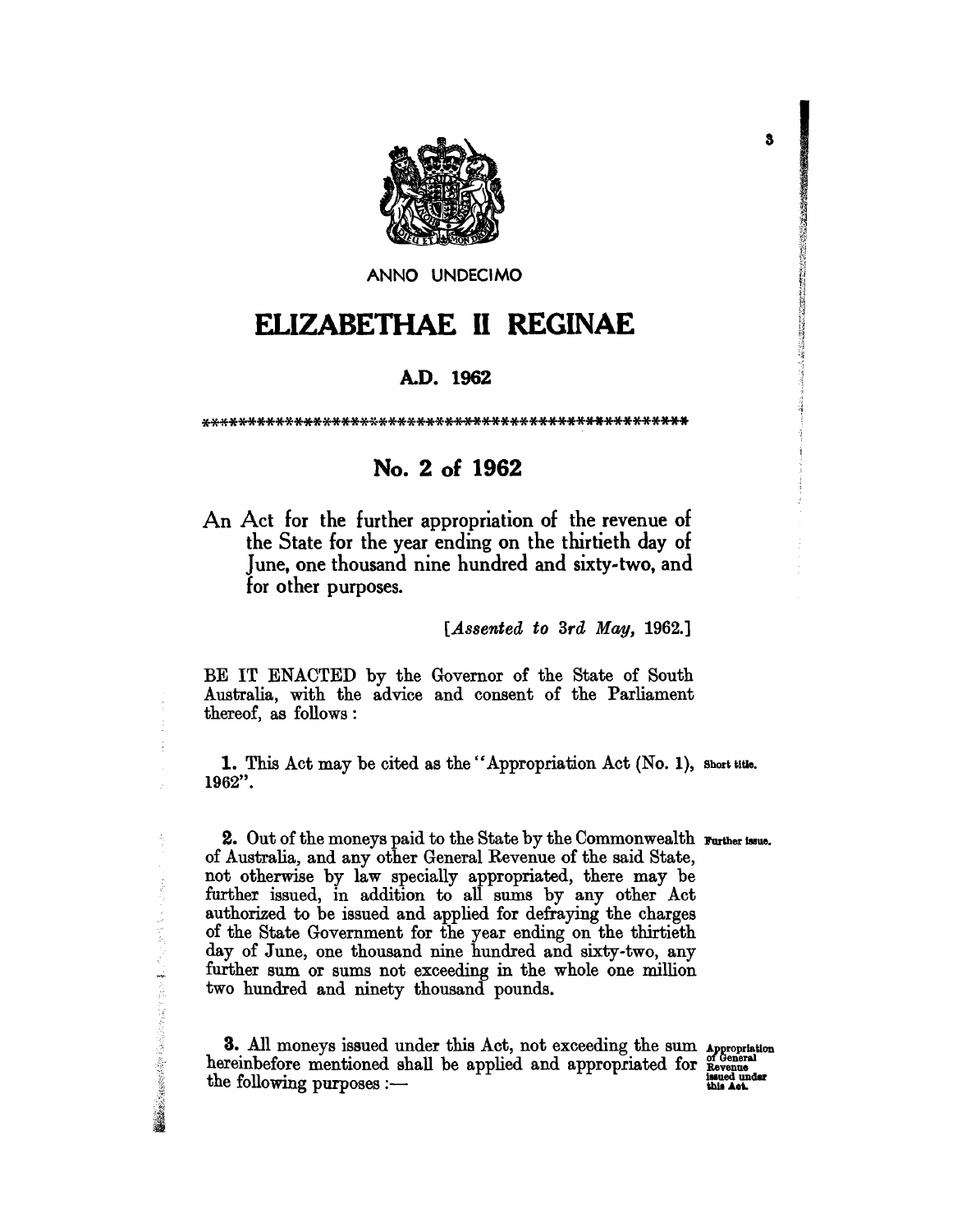ANNO UNDECIMO

# ELIZABETHAE II REGINAE

## A.D. 1962

\*\*\*\*\*\*\*\*\*\*\*\*\*\*\*\*\*\*\*\*\*\*\*\*\*\*\*\*\*\*\*\*\*\*\*\*\*\*\*\*\*\*\*\*\*\*\*\*\*\*\*\*

## No. 2 of 1962

An Act for the further appropriation of the revenue of the State for the year ending on the thirtieth day of June, one thousand nine hundred and sixty-two, and for other purposes.

[*Assented to 3rd May,* 1962.]

BE IT ENACTED by the Governor of the State of South Australia, with the advice and consent of the Parliament thereof, as follows:

Short title.

**1.** This Act may be cited as the "Appropriation Act (No. 1), 1962".

Further issue.

**2.** Out of the moneys paid to the State by the Commonwealth of Australia, and any other General Revenue of the said State, not otherwise by law specially appropriated, there may be further issued, in addition to all sums by any other Act authorized to be issued and applied for defraying the charges of the State Government for the year ending on the thirtieth day of June, one thousand nine hundred and sixty-two, any further sum or sums not exceeding in the whole one million two hundred and ninety thousand pounds.

Appropriation of General Revenue issued under this Act.

**3.** All moneys issued under this Act, not exceeding the sum hereinbefore mentioned shall be applied and appropriated for the following purposes :—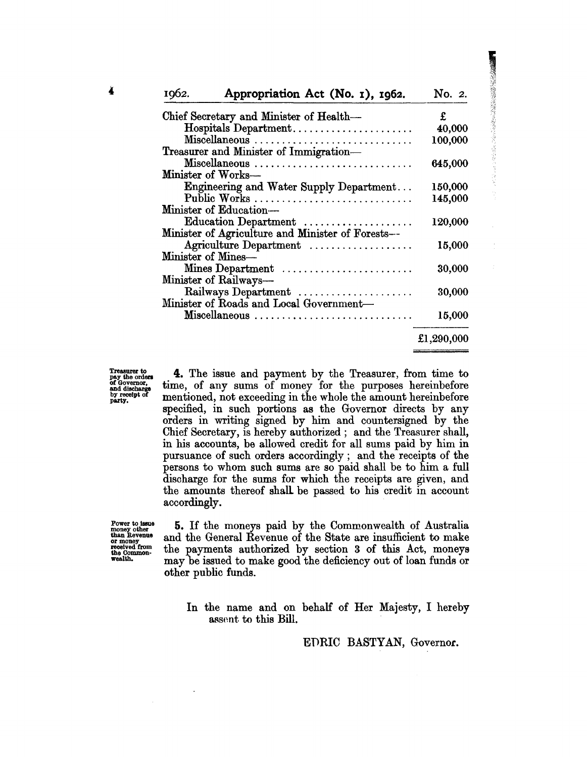| | |
|---|---|
| Chief Secretary and Minister of Health— | £ |
| Hospitals Department | 40,000 |
| Miscellaneous | 100,000 |
| Treasurer and Minister of Immigration— | |
| Miscellaneous | 645,000 |
| Minister of Works— | |
| Engineering and Water Supply Department | 150,000 |
| Public Works | 145,000 |
| Minister of Education— | |
| Education Department | 120,000 |
| Minister of Agriculture and Minister of Forests— | |
| Agriculture Department | 15,000 |
| Minister of Mines— | |
| Mines Department | 30,000 |
| Minister of Railways— | |
| Railways Department | 30,000 |
| Minister of Roads and Local Government— | |
| Miscellaneous | 15,000 |
| | £1,290,000 |

Treasurer to pay the orders of Governor, and discharge by receipt of party.

**4.** The issue and payment by the Treasurer, from time to time, of any sums of money for the purposes hereinbefore mentioned, not exceeding in the whole the amount hereinbefore specified, in such portions as the Governor directs by any orders in writing signed by him and countersigned by the Chief Secretary, is hereby authorized; and the Treasurer shall, in his accounts, be allowed credit for all sums paid by him in pursuance of such orders accordingly; and the receipts of the persons to whom such sums are so paid shall be to him a full discharge for the sums for which the receipts are given, and the amounts thereof shall be passed to his credit in account accordingly.

Power to issue money other than Revenue or money received from the Commonwealth.

**5.** If the moneys paid by the Commonwealth of Australia and the General Revenue of the State are insufficient to make the payments authorized by section 3 of this Act, moneys may be issued to make good the deficiency out of loan funds or other public funds.

In the name and on behalf of Her Majesty, I hereby assent to this Bill.

EDRIC BASTYAN, Governor.